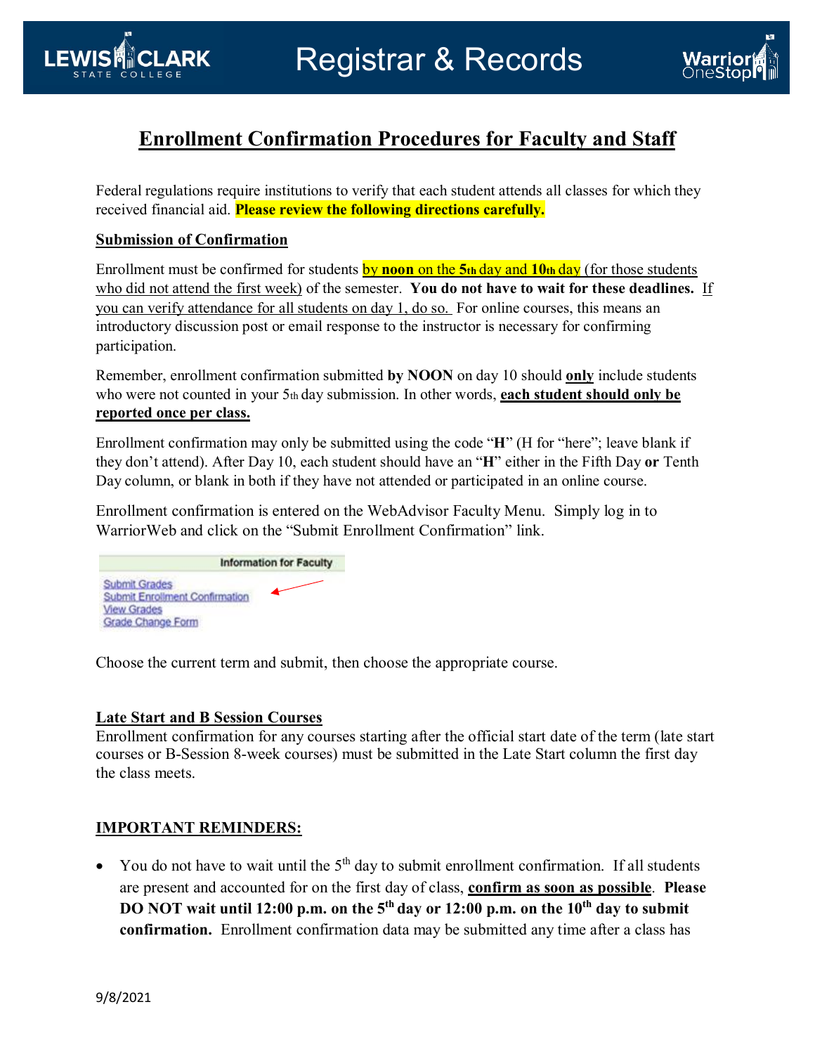# Enrollment Confirmation Procedures for Faculty and Staff

Federal regulations require institutions to verify that each student attends all classes for which they received financial aid. **Please review the following directions carefully.**

## Submission of Confirmation

Enrollment must be confirmed for students by **noon** on the **5th** day and **10th** day (for those students who did not attend the first week) of the semester. **You do not have to wait for these deadlines.** If you can verify attendance for all students on day 1, do so. For online courses, this means an introductory discussion post or email response to the instructor is necessary for confirming participation.

Remember, enrollment confirmation submitted **by NOON** on day 10 should **only** include students who were not counted in your 5th day submission. In other words, **each student should only be reported once per class.**

Enrollment confirmation may only be submitted using the code "**H**" (H for "here"; leave blank if they don't attend). After Day 10, each student should have an "**H**" either in the Fifth Day **or** Tenth Day column, or blank in both if they have not attended or participated in an online course.

Enrollment confirmation is entered on the WebAdvisor Faculty Menu. Simply log in to WarriorWeb and click on the "Submit Enrollment Confirmation" link.

**Information for Faculty**

- Submit Grades
- Submit Enrollment Confirmation
- View Grades
- Grade Change Form

Choose the current term and submit, then choose the appropriate course.

## Late Start and B Session Courses

Enrollment confirmation for any courses starting after the official start date of the term (late start courses or B-Session 8-week courses) must be submitted in the Late Start column the first day the class meets.

## IMPORTANT REMINDERS:

- You do not have to wait until the 5th day to submit enrollment confirmation. If all students are present and accounted for on the first day of class, **confirm as soon as possible**. **Please DO NOT wait until 12:00 p.m. on the 5th day or 12:00 p.m. on the 10th day to submit confirmation.** Enrollment confirmation data may be submitted any time after a class has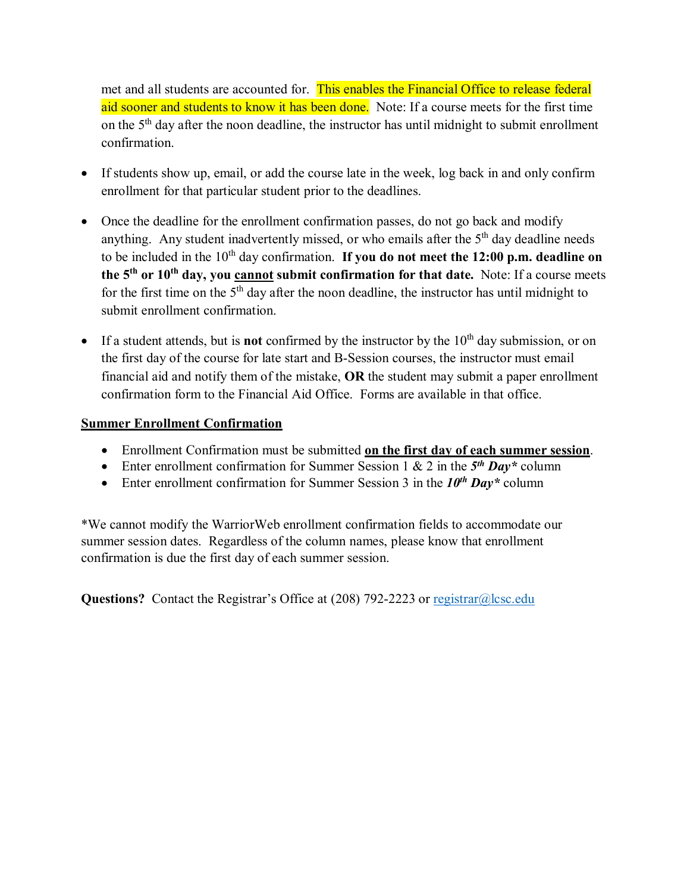met and all students are accounted for. This enables the Financial Office to release federal aid sooner and students to know it has been done. Note: If a course meets for the first time on the 5th day after the noon deadline, the instructor has until midnight to submit enrollment confirmation.

- If students show up, email, or add the course late in the week, log back in and only confirm enrollment for that particular student prior to the deadlines.

- Once the deadline for the enrollment confirmation passes, do not go back and modify anything. Any student inadvertently missed, or who emails after the 5th day deadline needs to be included in the 10th day confirmation. **If you do not meet the 12:00 p.m. deadline on the 5th or 10th day, you <u>cannot</u> submit confirmation for that date.** Note: If a course meets for the first time on the 5th day after the noon deadline, the instructor has until midnight to submit enrollment confirmation.

- If a student attends, but is **not** confirmed by the instructor by the 10th day submission, or on the first day of the course for late start and B-Session courses, the instructor must email financial aid and notify them of the mistake, **OR** the student may submit a paper enrollment confirmation form to the Financial Aid Office. Forms are available in that office.

**<u>Summer Enrollment Confirmation</u>**

- Enrollment Confirmation must be submitted **<u>on the first day of each summer session</u>**.
- Enter enrollment confirmation for Summer Session 1 & 2 in the ***5th Day**** column
- Enter enrollment confirmation for Summer Session 3 in the ***10th Day**** column

*We cannot modify the WarriorWeb enrollment confirmation fields to accommodate our summer session dates. Regardless of the column names, please know that enrollment confirmation is due the first day of each summer session.

**Questions?** Contact the Registrar's Office at (208) 792-2223 or registrar@lcsc.edu